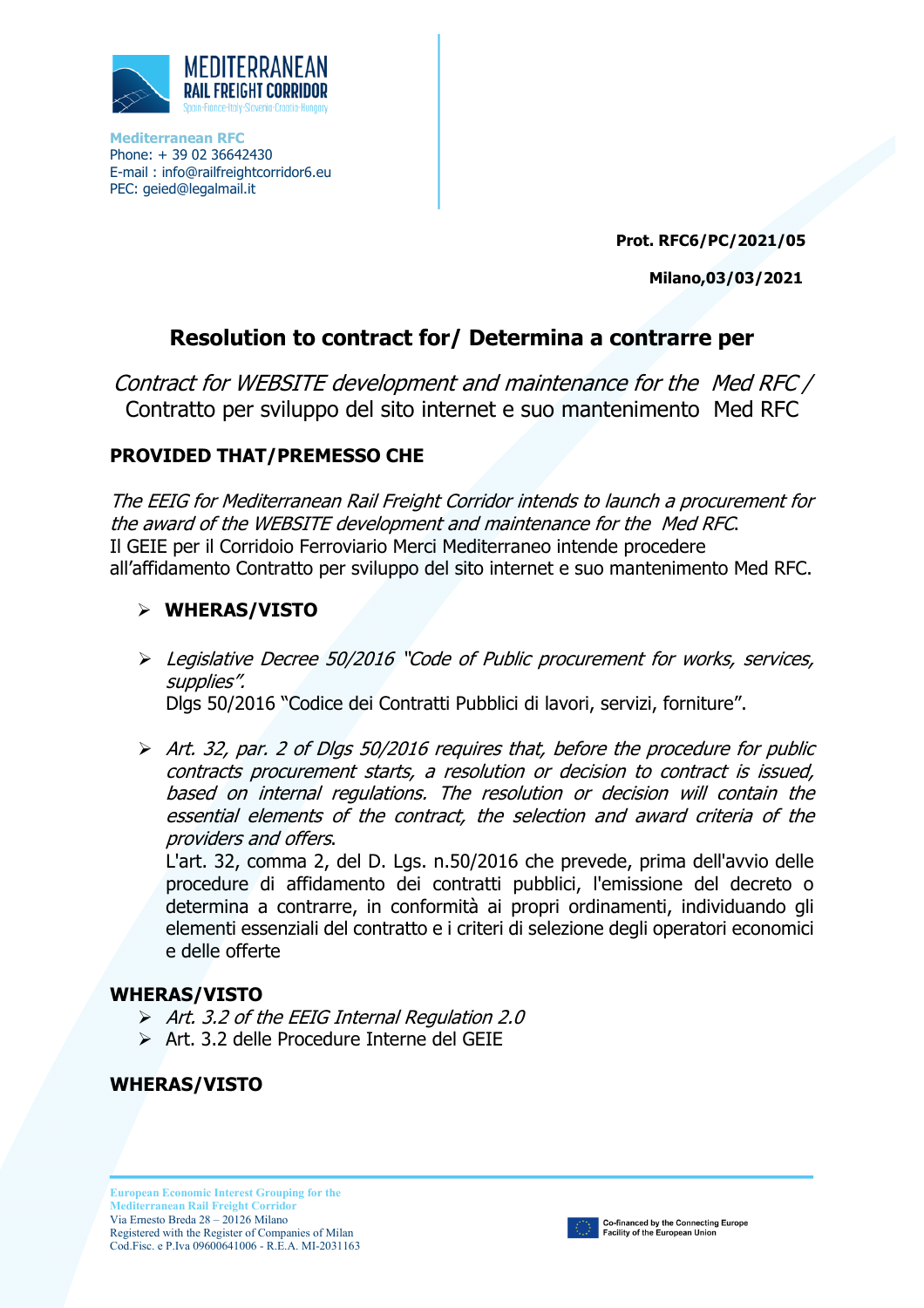**Mediterranean RFC**
Phone: + 39 02 36642430
E-mail : info@railfreightcorridor6.eu
PEC: geied@legalmail.it

**Prot. RFC6/PC/2021/05**

**Milano,03/03/2021**

# Resolution to contract for/ Determina a contrarre per

*Contract for WEBSITE development and maintenance for the Med RFC /*
Contratto per sviluppo del sito internet e suo mantenimento Med RFC

## PROVIDED THAT/PREMESSO CHE

*The EEIG for Mediterranean Rail Freight Corridor intends to launch a procurement for the award of the WEBSITE development and maintenance for the Med RFC.*
Il GEIE per il Corridoio Ferroviario Merci Mediterraneo intende procedere all'affidamento Contratto per sviluppo del sito internet e suo mantenimento Med RFC.

- **WHERAS/VISTO**

- *Legislative Decree 50/2016 "Code of Public procurement for works, services, supplies".*
  Dlgs 50/2016 "Codice dei Contratti Pubblici di lavori, servizi, forniture".

- *Art. 32, par. 2 of Dlgs 50/2016 requires that, before the procedure for public contracts procurement starts, a resolution or decision to contract is issued, based on internal regulations. The resolution or decision will contain the essential elements of the contract, the selection and award criteria of the providers and offers.*
  L'art. 32, comma 2, del D. Lgs. n.50/2016 che prevede, prima dell'avvio delle procedure di affidamento dei contratti pubblici, l'emissione del decreto o determina a contrarre, in conformità ai propri ordinamenti, individuando gli elementi essenziali del contratto e i criteri di selezione degli operatori economici e delle offerte

## WHERAS/VISTO

- *Art. 3.2 of the EEIG Internal Regulation 2.0*
- Art. 3.2 delle Procedure Interne del GEIE

## WHERAS/VISTO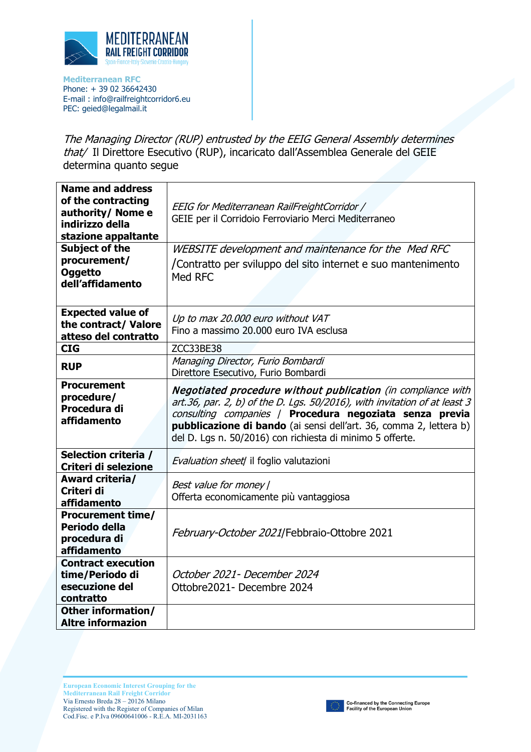**Mediterranean RFC**
Phone: + 39 02 36642430
E-mail : info@railfreightcorridor6.eu
PEC: geied@legalmail.it

*The Managing Director (RUP) entrusted by the EEIG General Assembly determines that/* Il Direttore Esecutivo (RUP), incaricato dall'Assemblea Generale del GEIE determina quanto segue

| | |
|---|---|
| **Name and address of the contracting authority/ Nome e indirizzo della stazione appaltante** | *EEIG for Mediterranean RailFreightCorridor /* GEIE per il Corridoio Ferroviario Merci Mediterraneo |
| **Subject of the procurement/ Oggetto dell'affidamento** | *WEBSITE development and maintenance for the Med RFC* /Contratto per sviluppo del sito internet e suo mantenimento Med RFC |
| **Expected value of the contract/ Valore atteso del contratto** | *Up to max 20.000 euro without VAT* Fino a massimo 20.000 euro IVA esclusa |
| **CIG** | ZCC33BE38 |
| **RUP** | *Managing Director, Furio Bombardi* Direttore Esecutivo, Furio Bombardi |
| **Procurement procedure/ Procedura di affidamento** | ***Negotiated procedure without publication*** *(in compliance with art.36, par. 2, b) of the D. Lgs. 50/2016), with invitation of at least 3 consulting companies* / **Procedura negoziata senza previa pubblicazione di bando** (ai sensi dell'art. 36, comma 2, lettera b) del D. Lgs n. 50/2016) con richiesta di minimo 5 offerte. |
| **Selection criteria / Criteri di selezione** | *Evaluation sheet*/ il foglio valutazioni |
| **Award criteria/ Criteri di affidamento** | *Best value for money* / Offerta economicamente più vantaggiosa |
| **Procurement time/ Periodo della procedura di affidamento** | *February-October 2021*/Febbraio-Ottobre 2021 |
| **Contract execution time/Periodo di esecuzione del contratto** | *October 2021- December 2024* Ottobre2021- Decembre 2024 |
| **Other information/ Altre informazion** | |

European Economic Interest Grouping for the Mediterranean Rail Freight Corridor
Via Ernesto Breda 28 – 20126 Milano
Registered with the Register of Companies of Milan
Cod.Fisc. e P.Iva 09600641006 - R.E.A. MI-2031163

Co-financed by the Connecting Europe Facility of the European Union